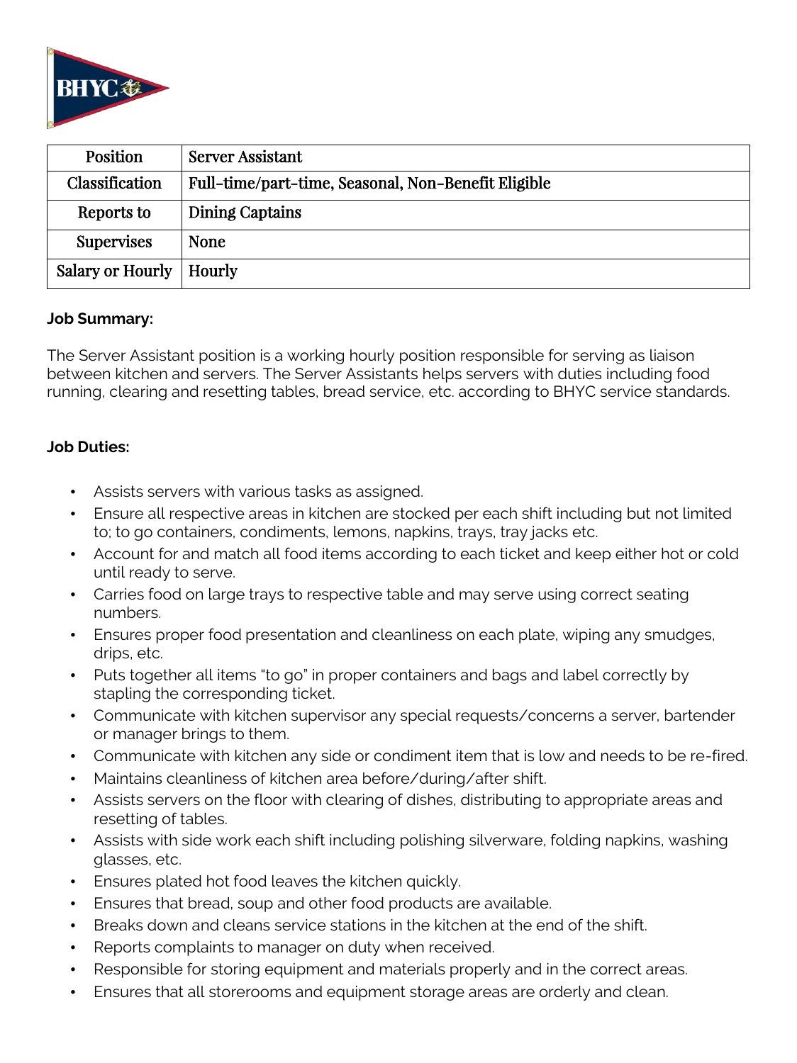| Position | Server Assistant |
|---|---|
| Classification | Full-time/part-time, Seasonal, Non-Benefit Eligible |
| Reports to | Dining Captains |
| Supervises | None |
| Salary or Hourly | Hourly |

**Job Summary:**

The Server Assistant position is a working hourly position responsible for serving as liaison between kitchen and servers. The Server Assistants helps servers with duties including food running, clearing and resetting tables, bread service, etc. according to BHYC service standards.

**Job Duties:**

- Assists servers with various tasks as assigned.
- Ensure all respective areas in kitchen are stocked per each shift including but not limited to; to go containers, condiments, lemons, napkins, trays, tray jacks etc.
- Account for and match all food items according to each ticket and keep either hot or cold until ready to serve.
- Carries food on large trays to respective table and may serve using correct seating numbers.
- Ensures proper food presentation and cleanliness on each plate, wiping any smudges, drips, etc.
- Puts together all items "to go" in proper containers and bags and label correctly by stapling the corresponding ticket.
- Communicate with kitchen supervisor any special requests/concerns a server, bartender or manager brings to them.
- Communicate with kitchen any side or condiment item that is low and needs to be re-fired.
- Maintains cleanliness of kitchen area before/during/after shift.
- Assists servers on the floor with clearing of dishes, distributing to appropriate areas and resetting of tables.
- Assists with side work each shift including polishing silverware, folding napkins, washing glasses, etc.
- Ensures plated hot food leaves the kitchen quickly.
- Ensures that bread, soup and other food products are available.
- Breaks down and cleans service stations in the kitchen at the end of the shift.
- Reports complaints to manager on duty when received.
- Responsible for storing equipment and materials properly and in the correct areas.
- Ensures that all storerooms and equipment storage areas are orderly and clean.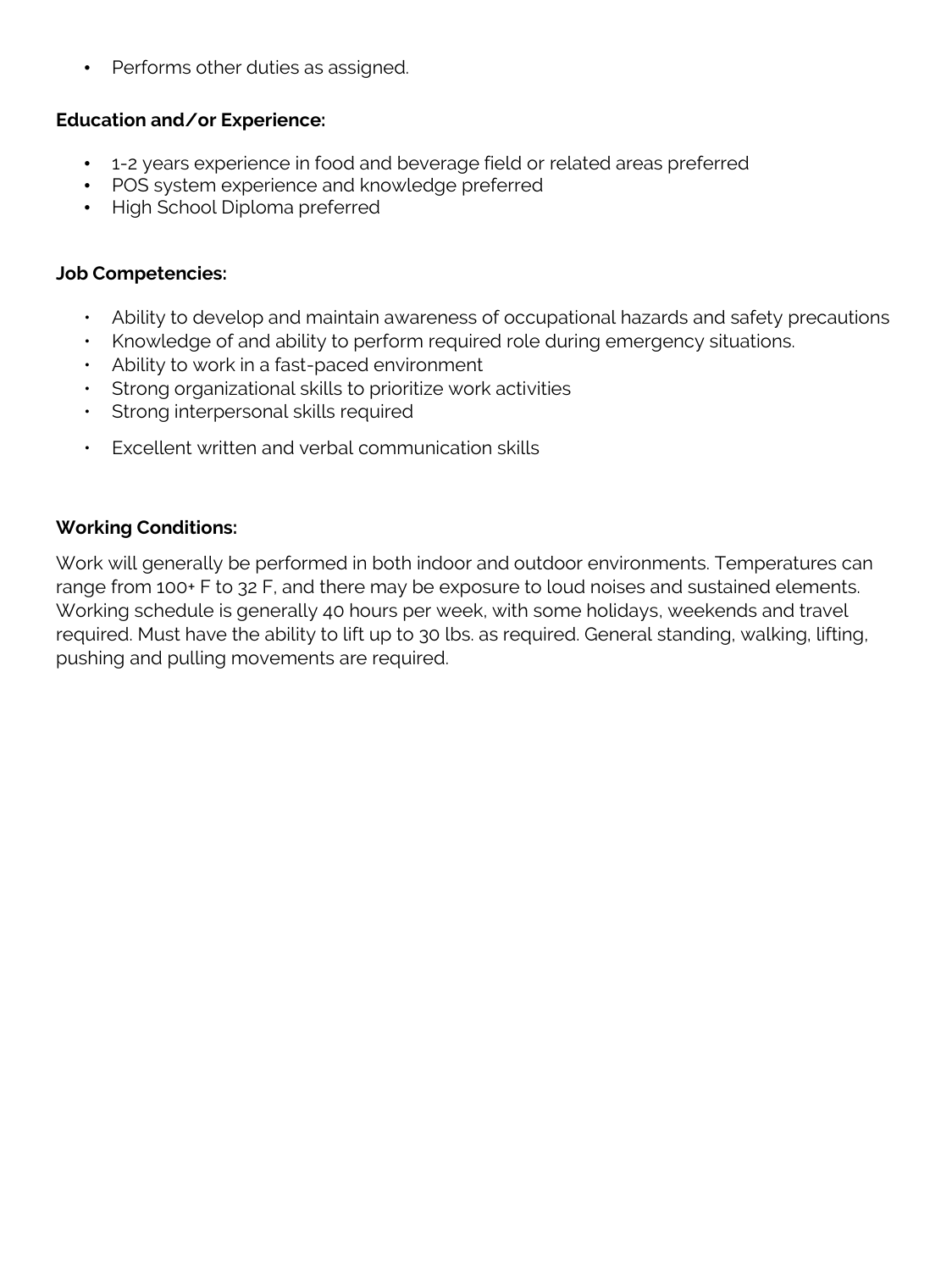- Performs other duties as assigned.

**Education and/or Experience:**

- 1-2 years experience in food and beverage field or related areas preferred
- POS system experience and knowledge preferred
- High School Diploma preferred

**Job Competencies:**

- Ability to develop and maintain awareness of occupational hazards and safety precautions
- Knowledge of and ability to perform required role during emergency situations.
- Ability to work in a fast-paced environment
- Strong organizational skills to prioritize work activities
- Strong interpersonal skills required
- Excellent written and verbal communication skills

**Working Conditions:**

Work will generally be performed in both indoor and outdoor environments. Temperatures can range from 100+ F to 32 F, and there may be exposure to loud noises and sustained elements. Working schedule is generally 40 hours per week, with some holidays, weekends and travel required. Must have the ability to lift up to 30 lbs. as required. General standing, walking, lifting, pushing and pulling movements are required.